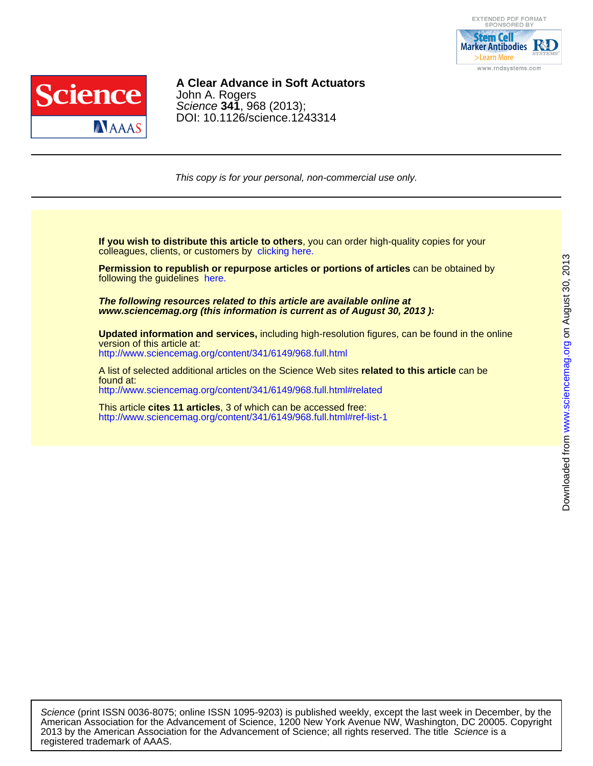# A Clear Advance in Soft Actuators

John A. Rogers

*Science* **341**, 968 (2013);

DOI: 10.1126/science.1243314

*This copy is for your personal, non-commercial use only.*

**If you wish to distribute this article to others**, you can order high-quality copies for your colleagues, clients, or customers by clicking here.

**Permission to republish or repurpose articles or portions of articles** can be obtained by following the guidelines here.

***The following resources related to this article are available online at www.sciencemag.org (this information is current as of August 30, 2013 ):***

**Updated information and services,** including high-resolution figures, can be found in the online version of this article at:
http://www.sciencemag.org/content/341/6149/968.full.html

A list of selected additional articles on the Science Web sites **related to this article** can be found at:
http://www.sciencemag.org/content/341/6149/968.full.html#related

This article **cites 11 articles**, 3 of which can be accessed free:
http://www.sciencemag.org/content/341/6149/968.full.html#ref-list-1

Downloaded from www.sciencemag.org on August 30, 2013

*Science* (print ISSN 0036-8075; online ISSN 1095-9203) is published weekly, except the last week in December, by the American Association for the Advancement of Science, 1200 New York Avenue NW, Washington, DC 20005. Copyright 2013 by the American Association for the Advancement of Science; all rights reserved. The title *Science* is a registered trademark of AAAS.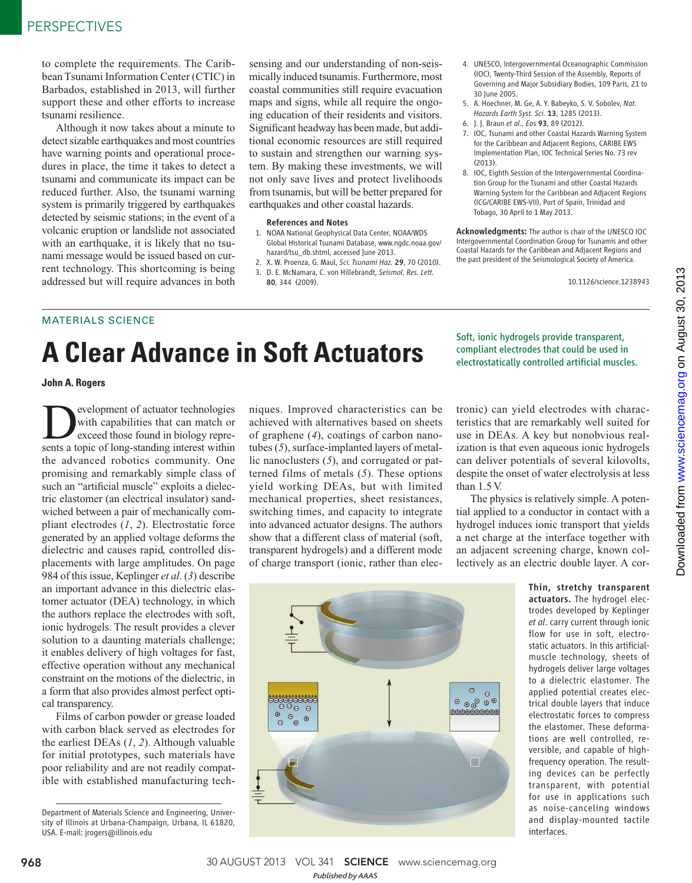to complete the requirements. The Caribbean Tsunami Information Center (CTIC) in Barbados, established in 2013, will further support these and other efforts to increase tsunami resilience.

Although it now takes about a minute to detect sizable earthquakes and most countries have warning points and operational procedures in place, the time it takes to detect a tsunami and communicate its impact can be reduced further. Also, the tsunami warning system is primarily triggered by earthquakes detected by seismic stations; in the event of a volcanic eruption or landslide not associated with an earthquake, it is likely that no tsunami message would be issued based on current technology. This shortcoming is being addressed but will require advances in both sensing and our understanding of non-seismically induced tsunamis. Furthermore, most coastal communities still require evacuation maps and signs, while all require the ongoing education of their residents and visitors. Significant headway has been made, but additional economic resources are still required to sustain and strengthen our warning system. By making these investments, we will not only save lives and protect livelihoods from tsunamis, but will be better prepared for earthquakes and other coastal hazards.

### References and Notes

1. NOAA National Geophysical Data Center, NOAA/WDS Global Historical Tsunami Database, www.ngdc.noaa.gov/hazard/tsu_db.shtml, accessed June 2013.
2. X. W. Proenza, G. Maul, *Sci. Tsunami Haz.* **29**, 70 (2010).
3. D. E. McNamara, C. von Hillebrandt, *Seismol. Res. Lett.* **80**, 344 (2009).
4. UNESCO, Intergovernmental Oceanographic Commission (IOC), Twenty-Third Session of the Assembly, Reports of Governing and Major Subsidiary Bodies, 109 Paris, 21 to 30 June 2005.
5. A. Hoechner, M. Ge, A. Y. Babeyko, S. V. Sobolev, *Nat. Hazards Earth Syst. Sci.* **13**, 1285 (2013).
6. J. J. Braun *et al.*, *Eos* **93**, 89 (2012).
7. IOC, Tsunami and other Coastal Hazards Warning System for the Caribbean and Adjacent Regions, CARIBE EWS Implementation Plan, IOC Technical Series No. 73 rev (2013).
8. IOC, Eighth Session of the Intergovernmental Coordination Group for the Tsunami and other Coastal Hazards Warning System for the Caribbean and Adjacent Regions (ICG/CARIBE EWS-VII), Port of Spain, Trinidad and Tobago, 30 April to 1 May 2013.

**Acknowledgments:** The author is chair of the UNESCO IOC Intergovernmental Coordination Group for Tsunamis and other Coastal Hazards for the Caribbean and Adjacent Regions and the past president of the Seismological Society of America.

10.1126/science.1238943

MATERIALS SCIENCE

# A Clear Advance in Soft Actuators

*Soft, ionic hydrogels provide transparent, compliant electrodes that could be used in electrostatically controlled artificial muscles.*

**John A. Rogers**

Development of actuator technologies with capabilities that can match or exceed those found in biology represents a topic of long-standing interest within the advanced robotics community. One promising and remarkably simple class of such an "artificial muscle" exploits a dielectric elastomer (an electrical insulator) sandwiched between a pair of mechanically compliant electrodes (*1*, *2*). Electrostatic force generated by an applied voltage deforms the dielectric and causes rapid, controlled displacements with large amplitudes. On page 984 of this issue, Keplinger *et al.* (*3*) describe an important advance in this dielectric elastomer actuator (DEA) technology, in which the authors replace the electrodes with soft, ionic hydrogels. The result provides a clever solution to a daunting materials challenge; it enables delivery of high voltages for fast, effective operation without any mechanical constraint on the motions of the dielectric, in a form that also provides almost perfect optical transparency.

Films of carbon powder or grease loaded with carbon black served as electrodes for the earliest DEAs (*1*, *2*). Although valuable for initial prototypes, such materials have poor reliability and are not readily compatible with established manufacturing techniques. Improved characteristics can be achieved with alternatives based on sheets of graphene (*4*), coatings of carbon nanotubes (*5*), surface-implanted layers of metallic nanoclusters (*5*), and corrugated or patterned films of metals (*5*). These options yield working DEAs, but with limited mechanical properties, sheet resistances, switching times, and capacity to integrate into advanced actuator designs. The authors show that a different class of material (soft, transparent hydrogels) and a different mode of charge transport (ionic, rather than electronic) can yield electrodes with characteristics that are remarkably well suited for use in DEAs. A key but nonobvious realization is that even aqueous ionic hydrogels can deliver potentials of several kilovolts, despite the onset of water electrolysis at less than 1.5 V.

The physics is relatively simple. A potential applied to a conductor in contact with a hydrogel induces ionic transport that yields a net charge at the interface together with an adjacent screening charge, known collectively as an electric double layer. A cor-

**Thin, stretchy transparent actuators.** The hydrogel electrodes developed by Keplinger *et al.* carry current through ionic flow for use in soft, electrostatic actuators. In this artificial-muscle technology, sheets of hydrogels deliver large voltages to a dielectric elastomer. The applied potential creates electrical double layers that induce electrostatic forces to compress the elastomer. These deformations are well controlled, reversible, and capable of high-frequency operation. The resulting devices can be perfectly transparent, with potential for use in applications such as noise-canceling windows and display-mounted tactile interfaces.

Department of Materials Science and Engineering, University of Illinois at Urbana-Champaign, Urbana, IL 61820, USA. E-mail: jrogers@illinois.edu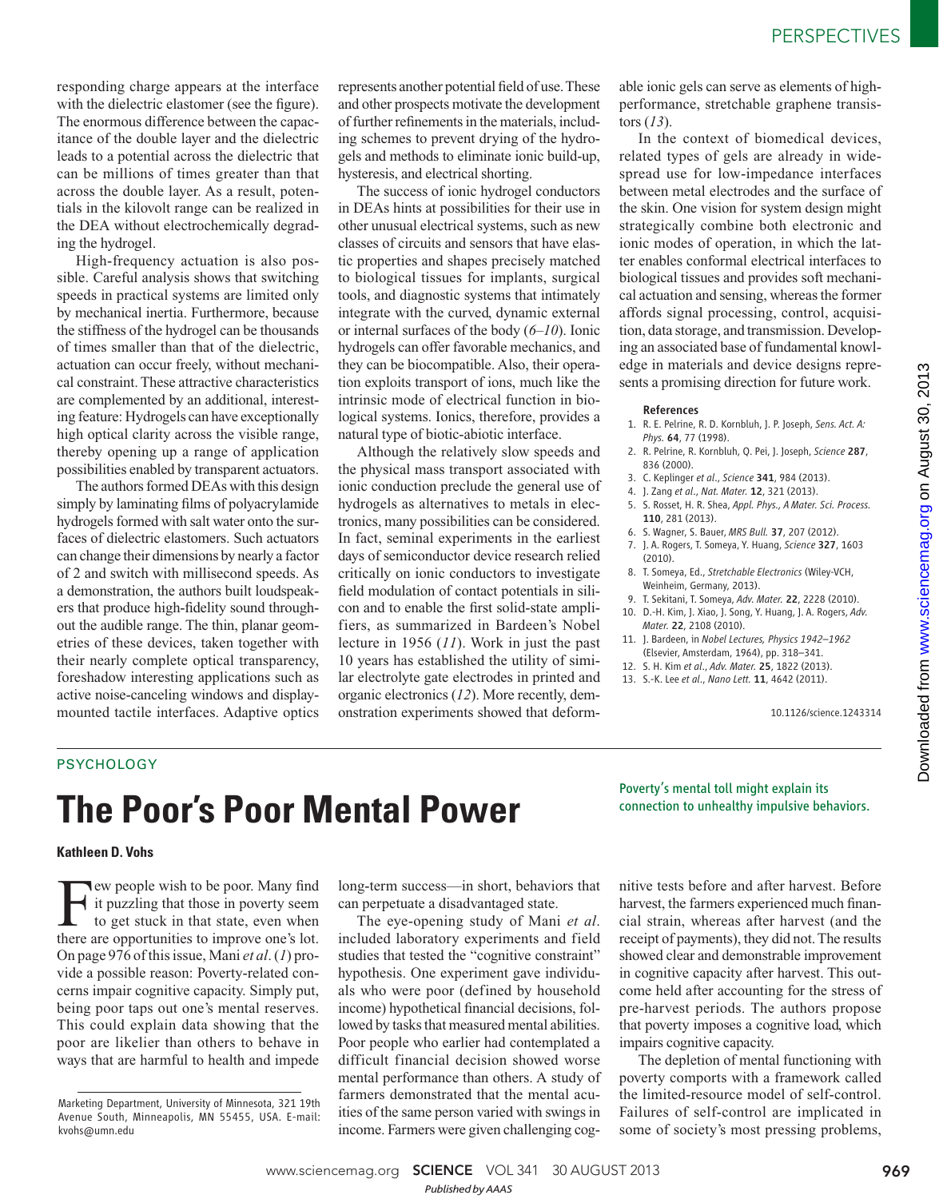responding charge appears at the interface with the dielectric elastomer (see the figure). The enormous difference between the capacitance of the double layer and the dielectric leads to a potential across the dielectric that can be millions of times greater than that across the double layer. As a result, potentials in the kilovolt range can be realized in the DEA without electrochemically degrading the hydrogel.

High-frequency actuation is also possible. Careful analysis shows that switching speeds in practical systems are limited only by mechanical inertia. Furthermore, because the stiffness of the hydrogel can be thousands of times smaller than that of the dielectric, actuation can occur freely, without mechanical constraint. These attractive characteristics are complemented by an additional, interesting feature: Hydrogels can have exceptionally high optical clarity across the visible range, thereby opening up a range of application possibilities enabled by transparent actuators.

The authors formed DEAs with this design simply by laminating films of polyacrylamide hydrogels formed with salt water onto the surfaces of dielectric elastomers. Such actuators can change their dimensions by nearly a factor of 2 and switch with millisecond speeds. As a demonstration, the authors built loudspeakers that produce high-fidelity sound throughout the audible range. The thin, planar geometries of these devices, taken together with their nearly complete optical transparency, foreshadow interesting applications such as active noise-canceling windows and display-mounted tactile interfaces. Adaptive optics represents another potential field of use. These and other prospects motivate the development of further refinements in the materials, including schemes to prevent drying of the hydrogels and methods to eliminate ionic build-up, hysteresis, and electrical shorting.

The success of ionic hydrogel conductors in DEAs hints at possibilities for their use in other unusual electrical systems, such as new classes of circuits and sensors that have elastic properties and shapes precisely matched to biological tissues for implants, surgical tools, and diagnostic systems that intimately integrate with the curved, dynamic external or internal surfaces of the body (*6*–*10*). Ionic hydrogels can offer favorable mechanics, and they can be biocompatible. Also, their operation exploits transport of ions, much like the intrinsic mode of electrical function in biological systems. Ionics, therefore, provides a natural type of biotic-abiotic interface.

Although the relatively slow speeds and the physical mass transport associated with ionic conduction preclude the general use of hydrogels as alternatives to metals in electronics, many possibilities can be considered. In fact, seminal experiments in the earliest days of semiconductor device research relied critically on ionic conductors to investigate field modulation of contact potentials in silicon and to enable the first solid-state amplifiers, as summarized in Bardeen's Nobel lecture in 1956 (*11*). Work in just the past 10 years has established the utility of similar electrolyte gate electrodes in printed and organic electronics (*12*). More recently, demonstration experiments showed that deformable ionic gels can serve as elements of high-performance, stretchable graphene transistors (*13*).

In the context of biomedical devices, related types of gels are already in widespread use for low-impedance interfaces between metal electrodes and the surface of the skin. One vision for system design might strategically combine both electronic and ionic modes of operation, in which the latter enables conformal electrical interfaces to biological tissues and provides soft mechanical actuation and sensing, whereas the former affords signal processing, control, acquisition, data storage, and transmission. Developing an associated base of fundamental knowledge in materials and device designs represents a promising direction for future work.

#### References

1. R. E. Pelrine, R. D. Kornbluh, J. P. Joseph, *Sens. Act. A: Phys.* **64**, 77 (1998).
2. R. Pelrine, R. Kornbluh, Q. Pei, J. Joseph, *Science* **287**, 836 (2000).
3. C. Keplinger *et al.*, *Science* **341**, 984 (2013).
4. J. Zang *et al.*, *Nat. Mater.* **12**, 321 (2013).
5. S. Rosset, H. R. Shea, *Appl. Phys., A Mater. Sci. Process.* **110**, 281 (2013).
6. S. Wagner, S. Bauer, *MRS Bull.* **37**, 207 (2012).
7. J. A. Rogers, T. Someya, Y. Huang, *Science* **327**, 1603 (2010).
8. T. Someya, Ed., *Stretchable Electronics* (Wiley-VCH, Weinheim, Germany, 2013).
9. T. Sekitani, T. Someya, *Adv. Mater.* **22**, 2228 (2010).
10. D.-H. Kim, J. Xiao, J. Song, Y. Huang, J. A. Rogers, *Adv. Mater.* **22**, 2108 (2010).
11. J. Bardeen, in *Nobel Lectures, Physics 1942–1962* (Elsevier, Amsterdam, 1964), pp. 318–341.
12. S. H. Kim *et al.*, *Adv. Mater.* **25**, 1822 (2013).
13. S.-K. Lee *et al.*, *Nano Lett.* **11**, 4642 (2011).

10.1126/science.1243314

---

PSYCHOLOGY

# The Poor's Poor Mental Power

*Poverty's mental toll might explain its connection to unhealthy impulsive behaviors.*

**Kathleen D. Vohs**

Marketing Department, University of Minnesota, 321 19th Avenue South, Minneapolis, MN 55455, USA. E-mail: kvohs@umn.edu

Few people wish to be poor. Many find it puzzling that those in poverty seem to get stuck in that state, even when there are opportunities to improve one's lot. On page 976 of this issue, Mani *et al.* (*1*) provide a possible reason: Poverty-related concerns impair cognitive capacity. Simply put, being poor taps out one's mental reserves. This could explain data showing that the poor are likelier than others to behave in ways that are harmful to health and impede long-term success—in short, behaviors that can perpetuate a disadvantaged state.

The eye-opening study of Mani *et al.* included laboratory experiments and field studies that tested the "cognitive constraint" hypothesis. One experiment gave individuals who were poor (defined by household income) hypothetical financial decisions, followed by tasks that measured mental abilities. Poor people who earlier had contemplated a difficult financial decision showed worse mental performance than others. A study of farmers demonstrated that the mental acuities of the same person varied with swings in income. Farmers were given challenging cognitive tests before and after harvest. Before harvest, the farmers experienced much financial strain, whereas after harvest (and the receipt of payments), they did not. The results showed clear and demonstrable improvement in cognitive capacity after harvest. This outcome held after accounting for the stress of pre-harvest periods. The authors propose that poverty imposes a cognitive load, which impairs cognitive capacity.

The depletion of mental functioning with poverty comports with a framework called the limited-resource model of self-control. Failures of self-control are implicated in some of society's most pressing problems,